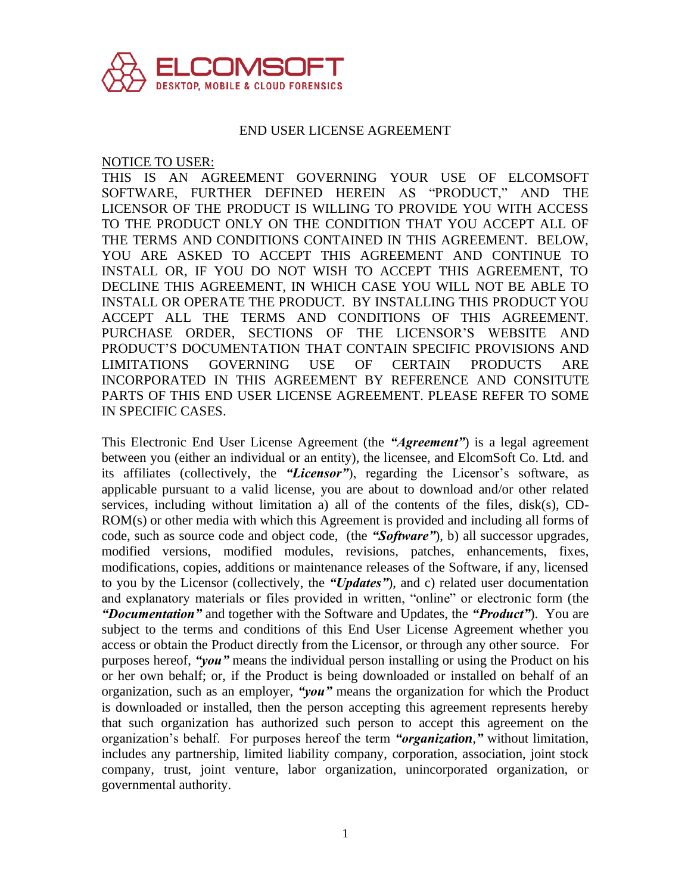ELCOMSOFT
DESKTOP, MOBILE & CLOUD FORENSICS

# END USER LICENSE AGREEMENT

NOTICE TO USER:
THIS IS AN AGREEMENT GOVERNING YOUR USE OF ELCOMSOFT SOFTWARE, FURTHER DEFINED HEREIN AS "PRODUCT," AND THE LICENSOR OF THE PRODUCT IS WILLING TO PROVIDE YOU WITH ACCESS TO THE PRODUCT ONLY ON THE CONDITION THAT YOU ACCEPT ALL OF THE TERMS AND CONDITIONS CONTAINED IN THIS AGREEMENT. BELOW, YOU ARE ASKED TO ACCEPT THIS AGREEMENT AND CONTINUE TO INSTALL OR, IF YOU DO NOT WISH TO ACCEPT THIS AGREEMENT, TO DECLINE THIS AGREEMENT, IN WHICH CASE YOU WILL NOT BE ABLE TO INSTALL OR OPERATE THE PRODUCT. BY INSTALLING THIS PRODUCT YOU ACCEPT ALL THE TERMS AND CONDITIONS OF THIS AGREEMENT. PURCHASE ORDER, SECTIONS OF THE LICENSOR'S WEBSITE AND PRODUCT'S DOCUMENTATION THAT CONTAIN SPECIFIC PROVISIONS AND LIMITATIONS GOVERNING USE OF CERTAIN PRODUCTS ARE INCORPORATED IN THIS AGREEMENT BY REFERENCE AND CONSITUTE PARTS OF THIS END USER LICENSE AGREEMENT. PLEASE REFER TO SOME IN SPECIFIC CASES.

This Electronic End User License Agreement (the ***"Agreement"***) is a legal agreement between you (either an individual or an entity), the licensee, and ElcomSoft Co. Ltd. and its affiliates (collectively, the ***"Licensor"***), regarding the Licensor's software, as applicable pursuant to a valid license, you are about to download and/or other related services, including without limitation a) all of the contents of the files, disk(s), CD-ROM(s) or other media with which this Agreement is provided and including all forms of code, such as source code and object code, (the ***"Software"***), b) all successor upgrades, modified versions, modified modules, revisions, patches, enhancements, fixes, modifications, copies, additions or maintenance releases of the Software, if any, licensed to you by the Licensor (collectively, the ***"Updates"***), and c) related user documentation and explanatory materials or files provided in written, "online" or electronic form (the ***"Documentation"*** and together with the Software and Updates, the ***"Product"***). You are subject to the terms and conditions of this End User License Agreement whether you access or obtain the Product directly from the Licensor, or through any other source. For purposes hereof, ***"you"*** means the individual person installing or using the Product on his or her own behalf; or, if the Product is being downloaded or installed on behalf of an organization, such as an employer, ***"you"*** means the organization for which the Product is downloaded or installed, then the person accepting this agreement represents hereby that such organization has authorized such person to accept this agreement on the organization's behalf. For purposes hereof the term ***"organization,"*** without limitation, includes any partnership, limited liability company, corporation, association, joint stock company, trust, joint venture, labor organization, unincorporated organization, or governmental authority.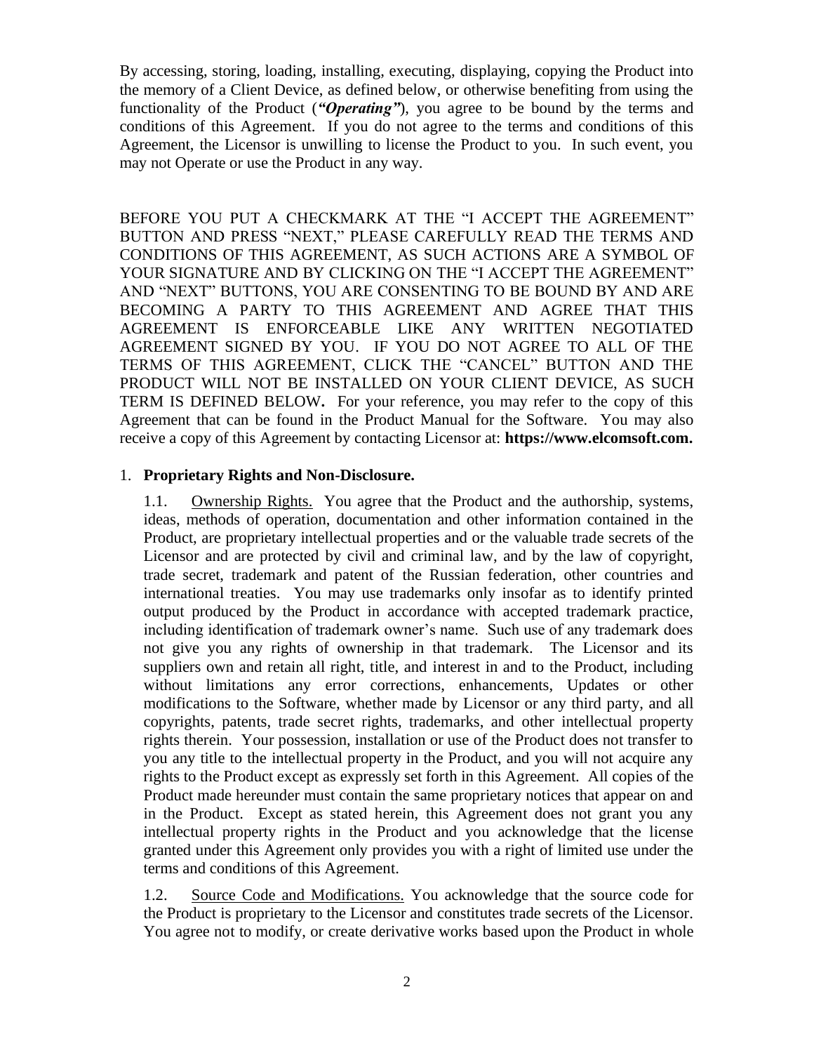By accessing, storing, loading, installing, executing, displaying, copying the Product into the memory of a Client Device, as defined below, or otherwise benefiting from using the functionality of the Product (***"Operating"***), you agree to be bound by the terms and conditions of this Agreement. If you do not agree to the terms and conditions of this Agreement, the Licensor is unwilling to license the Product to you. In such event, you may not Operate or use the Product in any way.

BEFORE YOU PUT A CHECKMARK AT THE "I ACCEPT THE AGREEMENT" BUTTON AND PRESS "NEXT," PLEASE CAREFULLY READ THE TERMS AND CONDITIONS OF THIS AGREEMENT, AS SUCH ACTIONS ARE A SYMBOL OF YOUR SIGNATURE AND BY CLICKING ON THE "I ACCEPT THE AGREEMENT" AND "NEXT" BUTTONS, YOU ARE CONSENTING TO BE BOUND BY AND ARE BECOMING A PARTY TO THIS AGREEMENT AND AGREE THAT THIS AGREEMENT IS ENFORCEABLE LIKE ANY WRITTEN NEGOTIATED AGREEMENT SIGNED BY YOU. IF YOU DO NOT AGREE TO ALL OF THE TERMS OF THIS AGREEMENT, CLICK THE "CANCEL" BUTTON AND THE PRODUCT WILL NOT BE INSTALLED ON YOUR CLIENT DEVICE, AS SUCH TERM IS DEFINED BELOW**.** For your reference, you may refer to the copy of this Agreement that can be found in the Product Manual for the Software. You may also receive a copy of this Agreement by contacting Licensor at: **https://www.elcomsoft.com.**

1. **Proprietary Rights and Non-Disclosure.**

1.1. Ownership Rights. You agree that the Product and the authorship, systems, ideas, methods of operation, documentation and other information contained in the Product, are proprietary intellectual properties and or the valuable trade secrets of the Licensor and are protected by civil and criminal law, and by the law of copyright, trade secret, trademark and patent of the Russian federation, other countries and international treaties. You may use trademarks only insofar as to identify printed output produced by the Product in accordance with accepted trademark practice, including identification of trademark owner's name. Such use of any trademark does not give you any rights of ownership in that trademark. The Licensor and its suppliers own and retain all right, title, and interest in and to the Product, including without limitations any error corrections, enhancements, Updates or other modifications to the Software, whether made by Licensor or any third party, and all copyrights, patents, trade secret rights, trademarks, and other intellectual property rights therein. Your possession, installation or use of the Product does not transfer to you any title to the intellectual property in the Product, and you will not acquire any rights to the Product except as expressly set forth in this Agreement. All copies of the Product made hereunder must contain the same proprietary notices that appear on and in the Product. Except as stated herein, this Agreement does not grant you any intellectual property rights in the Product and you acknowledge that the license granted under this Agreement only provides you with a right of limited use under the terms and conditions of this Agreement.

1.2. Source Code and Modifications. You acknowledge that the source code for the Product is proprietary to the Licensor and constitutes trade secrets of the Licensor. You agree not to modify, or create derivative works based upon the Product in whole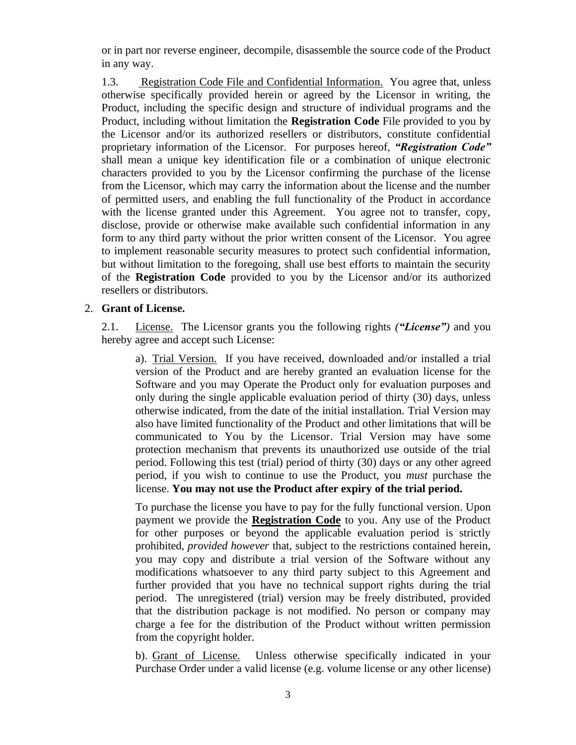or in part nor reverse engineer, decompile, disassemble the source code of the Product in any way.

1.3. Registration Code File and Confidential Information. You agree that, unless otherwise specifically provided herein or agreed by the Licensor in writing, the Product, including the specific design and structure of individual programs and the Product, including without limitation the **Registration Code** File provided to you by the Licensor and/or its authorized resellers or distributors, constitute confidential proprietary information of the Licensor. For purposes hereof, ***"Registration Code"*** shall mean a unique key identification file or a combination of unique electronic characters provided to you by the Licensor confirming the purchase of the license from the Licensor, which may carry the information about the license and the number of permitted users, and enabling the full functionality of the Product in accordance with the license granted under this Agreement. You agree not to transfer, copy, disclose, provide or otherwise make available such confidential information in any form to any third party without the prior written consent of the Licensor. You agree to implement reasonable security measures to protect such confidential information, but without limitation to the foregoing, shall use best efforts to maintain the security of the **Registration Code** provided to you by the Licensor and/or its authorized resellers or distributors.

2. **Grant of License.**

2.1. License. The Licensor grants you the following rights *(**"License"**)* and you hereby agree and accept such License:

a). Trial Version. If you have received, downloaded and/or installed a trial version of the Product and are hereby granted an evaluation license for the Software and you may Operate the Product only for evaluation purposes and only during the single applicable evaluation period of thirty (30) days, unless otherwise indicated, from the date of the initial installation. Trial Version may also have limited functionality of the Product and other limitations that will be communicated to You by the Licensor. Trial Version may have some protection mechanism that prevents its unauthorized use outside of the trial period. Following this test (trial) period of thirty (30) days or any other agreed period, if you wish to continue to use the Product, you *must* purchase the license. **You may not use the Product after expiry of the trial period.**

To purchase the license you have to pay for the fully functional version. Upon payment we provide the **Registration Code** to you. Any use of the Product for other purposes or beyond the applicable evaluation period is strictly prohibited, *provided however* that, subject to the restrictions contained herein, you may copy and distribute a trial version of the Software without any modifications whatsoever to any third party subject to this Agreement and further provided that you have no technical support rights during the trial period. The unregistered (trial) version may be freely distributed, provided that the distribution package is not modified. No person or company may charge a fee for the distribution of the Product without written permission from the copyright holder.

b). Grant of License. Unless otherwise specifically indicated in your Purchase Order under a valid license (e.g. volume license or any other license)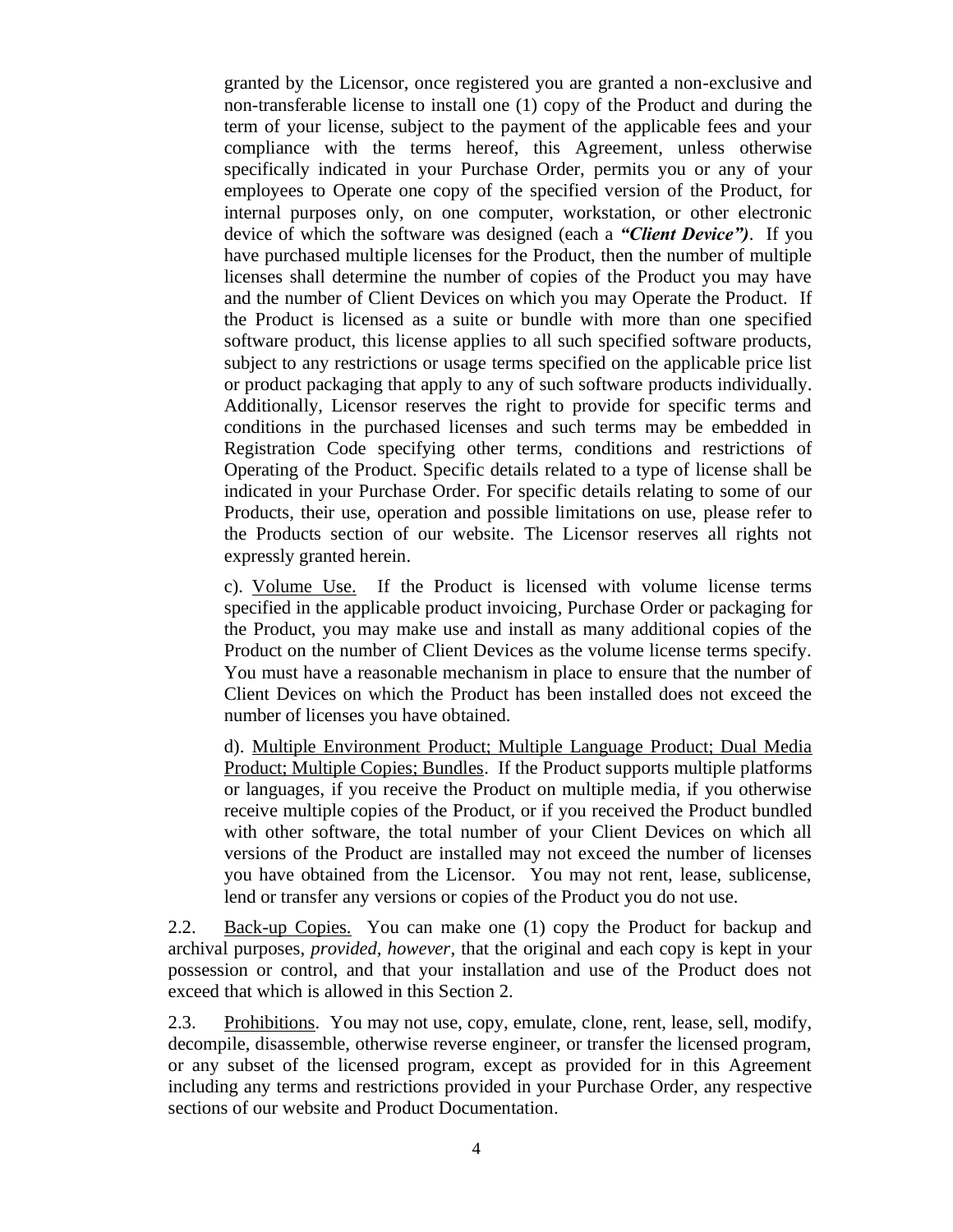granted by the Licensor, once registered you are granted a non-exclusive and non-transferable license to install one (1) copy of the Product and during the term of your license, subject to the payment of the applicable fees and your compliance with the terms hereof, this Agreement, unless otherwise specifically indicated in your Purchase Order, permits you or any of your employees to Operate one copy of the specified version of the Product, for internal purposes only, on one computer, workstation, or other electronic device of which the software was designed (each a ***"Client Device")***. If you have purchased multiple licenses for the Product, then the number of multiple licenses shall determine the number of copies of the Product you may have and the number of Client Devices on which you may Operate the Product. If the Product is licensed as a suite or bundle with more than one specified software product, this license applies to all such specified software products, subject to any restrictions or usage terms specified on the applicable price list or product packaging that apply to any of such software products individually. Additionally, Licensor reserves the right to provide for specific terms and conditions in the purchased licenses and such terms may be embedded in Registration Code specifying other terms, conditions and restrictions of Operating of the Product. Specific details related to a type of license shall be indicated in your Purchase Order. For specific details relating to some of our Products, their use, operation and possible limitations on use, please refer to the Products section of our website. The Licensor reserves all rights not expressly granted herein.

c). <u>Volume Use.</u> If the Product is licensed with volume license terms specified in the applicable product invoicing, Purchase Order or packaging for the Product, you may make use and install as many additional copies of the Product on the number of Client Devices as the volume license terms specify. You must have a reasonable mechanism in place to ensure that the number of Client Devices on which the Product has been installed does not exceed the number of licenses you have obtained.

d). <u>Multiple Environment Product; Multiple Language Product; Dual Media Product; Multiple Copies; Bundles</u>. If the Product supports multiple platforms or languages, if you receive the Product on multiple media, if you otherwise receive multiple copies of the Product, or if you received the Product bundled with other software, the total number of your Client Devices on which all versions of the Product are installed may not exceed the number of licenses you have obtained from the Licensor. You may not rent, lease, sublicense, lend or transfer any versions or copies of the Product you do not use.

2.2. <u>Back-up Copies.</u> You can make one (1) copy the Product for backup and archival purposes, *provided, however*, that the original and each copy is kept in your possession or control, and that your installation and use of the Product does not exceed that which is allowed in this Section 2.

2.3. <u>Prohibitions</u>. You may not use, copy, emulate, clone, rent, lease, sell, modify, decompile, disassemble, otherwise reverse engineer, or transfer the licensed program, or any subset of the licensed program, except as provided for in this Agreement including any terms and restrictions provided in your Purchase Order, any respective sections of our website and Product Documentation.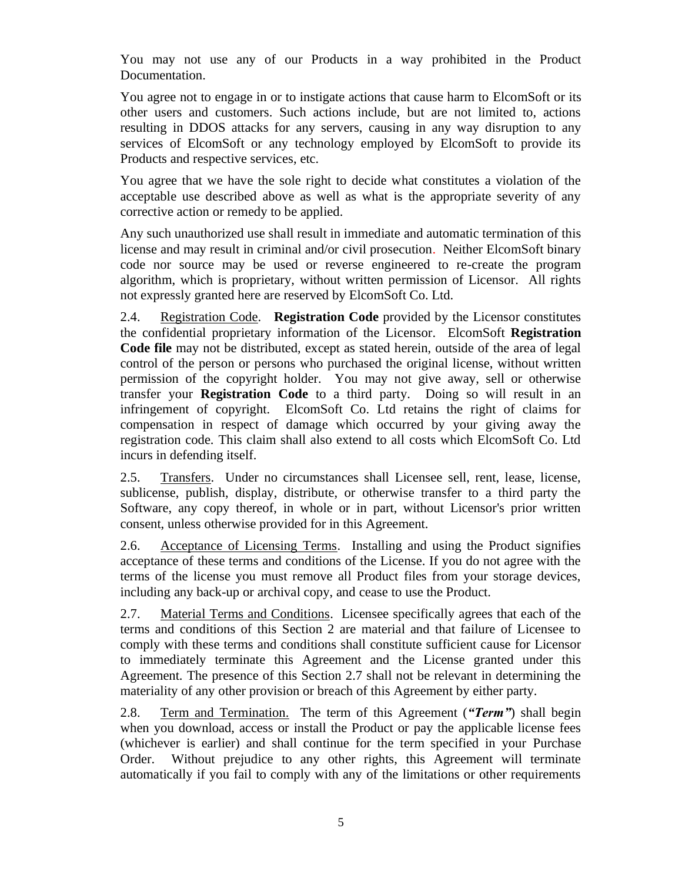You may not use any of our Products in a way prohibited in the Product Documentation.

You agree not to engage in or to instigate actions that cause harm to ElcomSoft or its other users and customers. Such actions include, but are not limited to, actions resulting in DDOS attacks for any servers, causing in any way disruption to any services of ElcomSoft or any technology employed by ElcomSoft to provide its Products and respective services, etc.

You agree that we have the sole right to decide what constitutes a violation of the acceptable use described above as well as what is the appropriate severity of any corrective action or remedy to be applied.

Any such unauthorized use shall result in immediate and automatic termination of this license and may result in criminal and/or civil prosecution. Neither ElcomSoft binary code nor source may be used or reverse engineered to re-create the program algorithm, which is proprietary, without written permission of Licensor. All rights not expressly granted here are reserved by ElcomSoft Co. Ltd.

2.4. Registration Code. **Registration Code** provided by the Licensor constitutes the confidential proprietary information of the Licensor. ElcomSoft **Registration Code file** may not be distributed, except as stated herein, outside of the area of legal control of the person or persons who purchased the original license, without written permission of the copyright holder. You may not give away, sell or otherwise transfer your **Registration Code** to a third party. Doing so will result in an infringement of copyright. ElcomSoft Co. Ltd retains the right of claims for compensation in respect of damage which occurred by your giving away the registration code. This claim shall also extend to all costs which ElcomSoft Co. Ltd incurs in defending itself.

2.5. Transfers. Under no circumstances shall Licensee sell, rent, lease, license, sublicense, publish, display, distribute, or otherwise transfer to a third party the Software, any copy thereof, in whole or in part, without Licensor's prior written consent, unless otherwise provided for in this Agreement.

2.6. Acceptance of Licensing Terms. Installing and using the Product signifies acceptance of these terms and conditions of the License. If you do not agree with the terms of the license you must remove all Product files from your storage devices, including any back-up or archival copy, and cease to use the Product.

2.7. Material Terms and Conditions. Licensee specifically agrees that each of the terms and conditions of this Section 2 are material and that failure of Licensee to comply with these terms and conditions shall constitute sufficient cause for Licensor to immediately terminate this Agreement and the License granted under this Agreement. The presence of this Section 2.7 shall not be relevant in determining the materiality of any other provision or breach of this Agreement by either party.

2.8. Term and Termination. The term of this Agreement (***"Term"***) shall begin when you download, access or install the Product or pay the applicable license fees (whichever is earlier) and shall continue for the term specified in your Purchase Order. Without prejudice to any other rights, this Agreement will terminate automatically if you fail to comply with any of the limitations or other requirements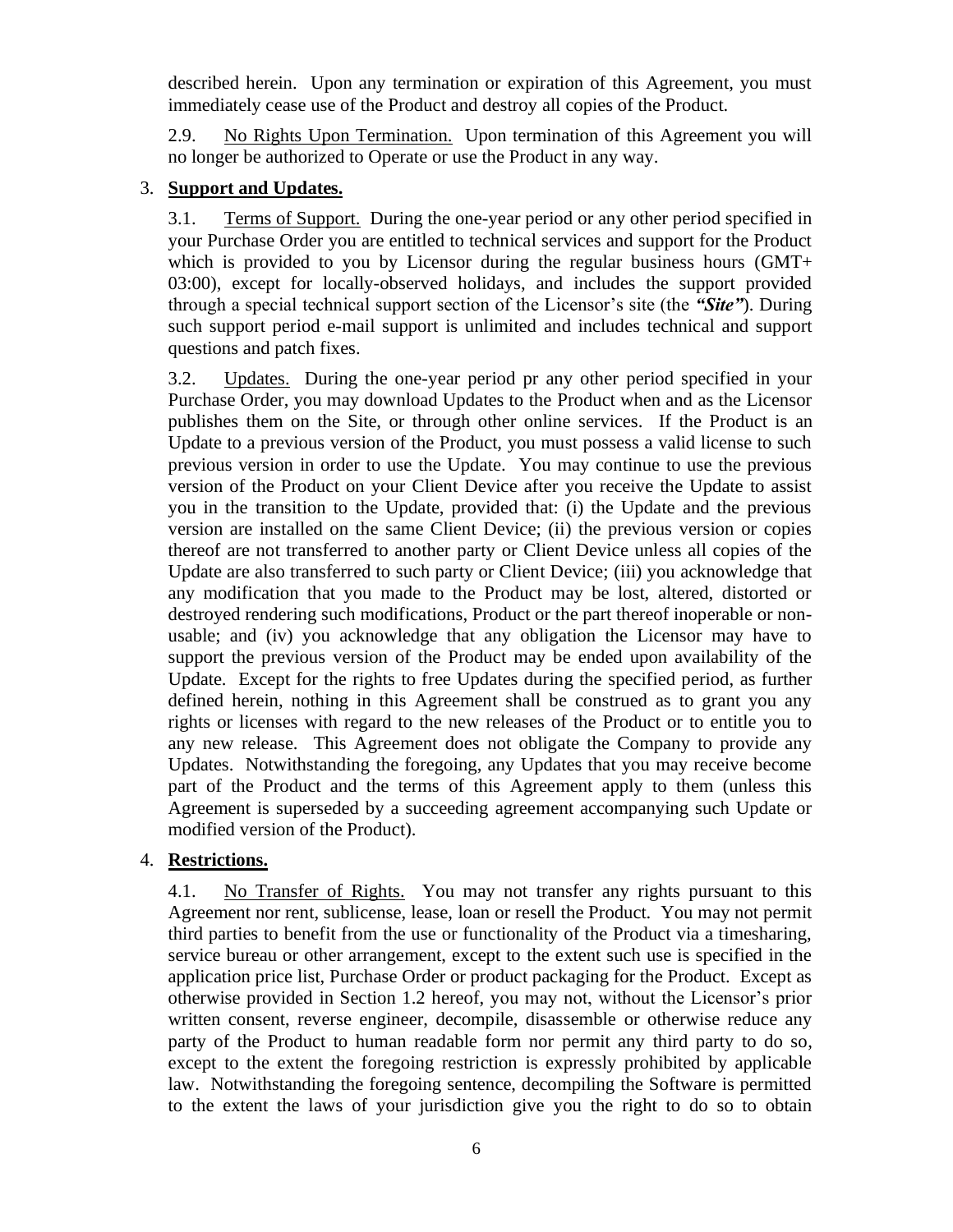described herein. Upon any termination or expiration of this Agreement, you must immediately cease use of the Product and destroy all copies of the Product.

2.9. No Rights Upon Termination. Upon termination of this Agreement you will no longer be authorized to Operate or use the Product in any way.

3. **Support and Updates.**

3.1. Terms of Support. During the one-year period or any other period specified in your Purchase Order you are entitled to technical services and support for the Product which is provided to you by Licensor during the regular business hours (GMT+ 03:00), except for locally-observed holidays, and includes the support provided through a special technical support section of the Licensor's site (the ***"Site"***). During such support period e-mail support is unlimited and includes technical and support questions and patch fixes.

3.2. Updates. During the one-year period pr any other period specified in your Purchase Order, you may download Updates to the Product when and as the Licensor publishes them on the Site, or through other online services. If the Product is an Update to a previous version of the Product, you must possess a valid license to such previous version in order to use the Update. You may continue to use the previous version of the Product on your Client Device after you receive the Update to assist you in the transition to the Update, provided that: (i) the Update and the previous version are installed on the same Client Device; (ii) the previous version or copies thereof are not transferred to another party or Client Device unless all copies of the Update are also transferred to such party or Client Device; (iii) you acknowledge that any modification that you made to the Product may be lost, altered, distorted or destroyed rendering such modifications, Product or the part thereof inoperable or non-usable; and (iv) you acknowledge that any obligation the Licensor may have to support the previous version of the Product may be ended upon availability of the Update. Except for the rights to free Updates during the specified period, as further defined herein, nothing in this Agreement shall be construed as to grant you any rights or licenses with regard to the new releases of the Product or to entitle you to any new release. This Agreement does not obligate the Company to provide any Updates. Notwithstanding the foregoing, any Updates that you may receive become part of the Product and the terms of this Agreement apply to them (unless this Agreement is superseded by a succeeding agreement accompanying such Update or modified version of the Product).

4. **Restrictions.**

4.1. No Transfer of Rights. You may not transfer any rights pursuant to this Agreement nor rent, sublicense, lease, loan or resell the Product. You may not permit third parties to benefit from the use or functionality of the Product via a timesharing, service bureau or other arrangement, except to the extent such use is specified in the application price list, Purchase Order or product packaging for the Product. Except as otherwise provided in Section 1.2 hereof, you may not, without the Licensor's prior written consent, reverse engineer, decompile, disassemble or otherwise reduce any party of the Product to human readable form nor permit any third party to do so, except to the extent the foregoing restriction is expressly prohibited by applicable law. Notwithstanding the foregoing sentence, decompiling the Software is permitted to the extent the laws of your jurisdiction give you the right to do so to obtain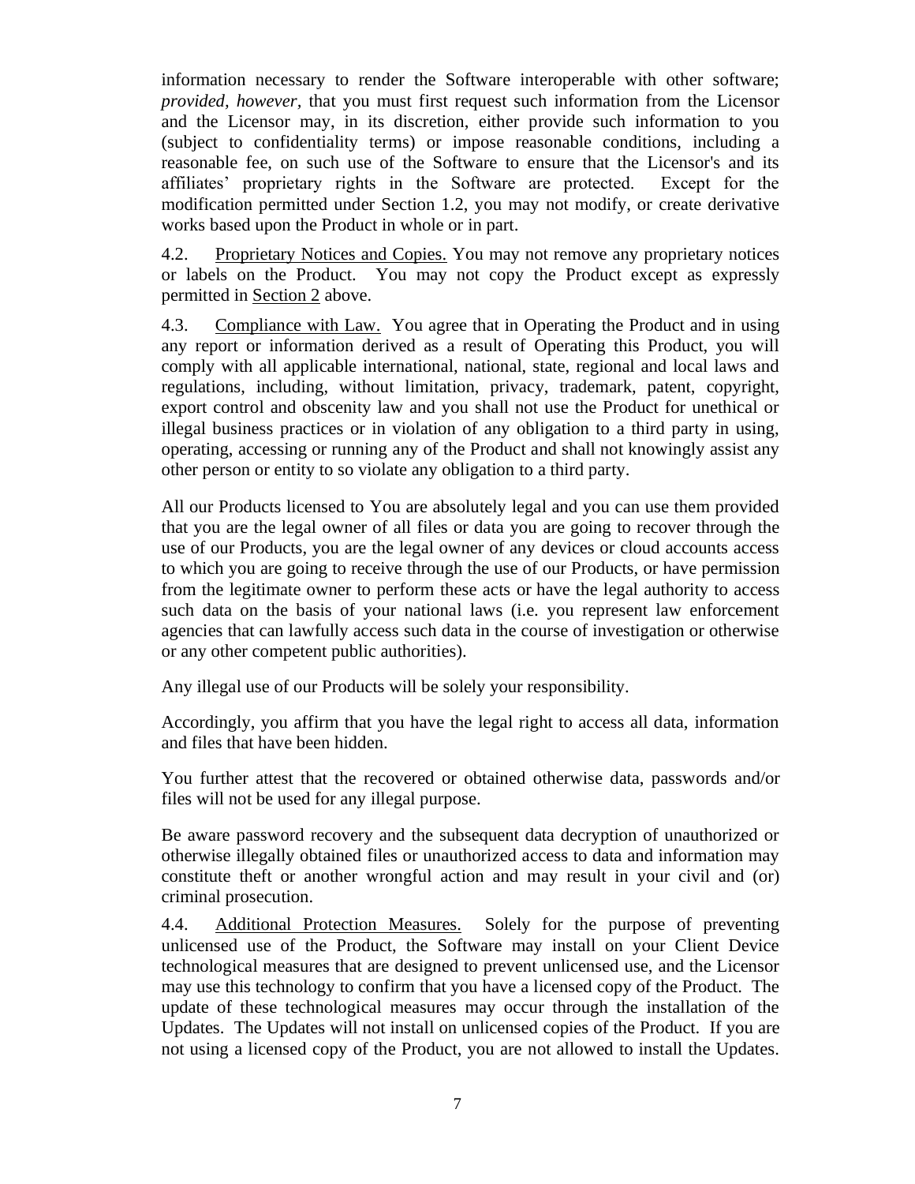information necessary to render the Software interoperable with other software; *provided, however*, that you must first request such information from the Licensor and the Licensor may, in its discretion, either provide such information to you (subject to confidentiality terms) or impose reasonable conditions, including a reasonable fee, on such use of the Software to ensure that the Licensor's and its affiliates' proprietary rights in the Software are protected. Except for the modification permitted under Section 1.2, you may not modify, or create derivative works based upon the Product in whole or in part.

4.2. Proprietary Notices and Copies. You may not remove any proprietary notices or labels on the Product. You may not copy the Product except as expressly permitted in Section 2 above.

4.3. Compliance with Law. You agree that in Operating the Product and in using any report or information derived as a result of Operating this Product, you will comply with all applicable international, national, state, regional and local laws and regulations, including, without limitation, privacy, trademark, patent, copyright, export control and obscenity law and you shall not use the Product for unethical or illegal business practices or in violation of any obligation to a third party in using, operating, accessing or running any of the Product and shall not knowingly assist any other person or entity to so violate any obligation to a third party.

All our Products licensed to You are absolutely legal and you can use them provided that you are the legal owner of all files or data you are going to recover through the use of our Products, you are the legal owner of any devices or cloud accounts access to which you are going to receive through the use of our Products, or have permission from the legitimate owner to perform these acts or have the legal authority to access such data on the basis of your national laws (i.e. you represent law enforcement agencies that can lawfully access such data in the course of investigation or otherwise or any other competent public authorities).

Any illegal use of our Products will be solely your responsibility.

Accordingly, you affirm that you have the legal right to access all data, information and files that have been hidden.

You further attest that the recovered or obtained otherwise data, passwords and/or files will not be used for any illegal purpose.

Be aware password recovery and the subsequent data decryption of unauthorized or otherwise illegally obtained files or unauthorized access to data and information may constitute theft or another wrongful action and may result in your civil and (or) criminal prosecution.

4.4. Additional Protection Measures. Solely for the purpose of preventing unlicensed use of the Product, the Software may install on your Client Device technological measures that are designed to prevent unlicensed use, and the Licensor may use this technology to confirm that you have a licensed copy of the Product. The update of these technological measures may occur through the installation of the Updates. The Updates will not install on unlicensed copies of the Product. If you are not using a licensed copy of the Product, you are not allowed to install the Updates.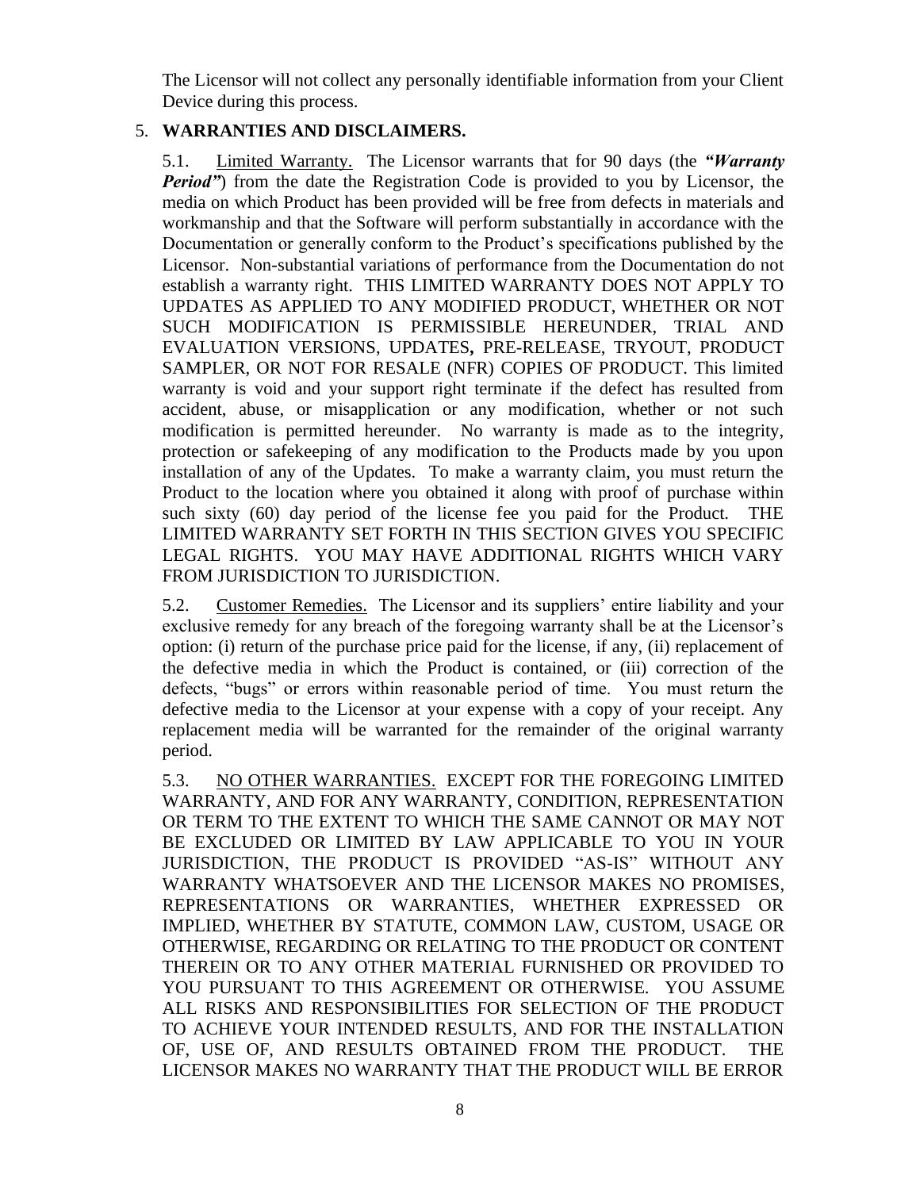The Licensor will not collect any personally identifiable information from your Client Device during this process.

5. **WARRANTIES AND DISCLAIMERS.**

5.1. Limited Warranty. The Licensor warrants that for 90 days (the ***"Warranty Period"***) from the date the Registration Code is provided to you by Licensor, the media on which Product has been provided will be free from defects in materials and workmanship and that the Software will perform substantially in accordance with the Documentation or generally conform to the Product's specifications published by the Licensor. Non-substantial variations of performance from the Documentation do not establish a warranty right. THIS LIMITED WARRANTY DOES NOT APPLY TO UPDATES AS APPLIED TO ANY MODIFIED PRODUCT, WHETHER OR NOT SUCH MODIFICATION IS PERMISSIBLE HEREUNDER, TRIAL AND EVALUATION VERSIONS, UPDATES**,** PRE-RELEASE, TRYOUT, PRODUCT SAMPLER, OR NOT FOR RESALE (NFR) COPIES OF PRODUCT. This limited warranty is void and your support right terminate if the defect has resulted from accident, abuse, or misapplication or any modification, whether or not such modification is permitted hereunder. No warranty is made as to the integrity, protection or safekeeping of any modification to the Products made by you upon installation of any of the Updates. To make a warranty claim, you must return the Product to the location where you obtained it along with proof of purchase within such sixty (60) day period of the license fee you paid for the Product. THE LIMITED WARRANTY SET FORTH IN THIS SECTION GIVES YOU SPECIFIC LEGAL RIGHTS. YOU MAY HAVE ADDITIONAL RIGHTS WHICH VARY FROM JURISDICTION TO JURISDICTION.

5.2. Customer Remedies. The Licensor and its suppliers' entire liability and your exclusive remedy for any breach of the foregoing warranty shall be at the Licensor's option: (i) return of the purchase price paid for the license, if any, (ii) replacement of the defective media in which the Product is contained, or (iii) correction of the defects, "bugs" or errors within reasonable period of time. You must return the defective media to the Licensor at your expense with a copy of your receipt. Any replacement media will be warranted for the remainder of the original warranty period.

5.3. NO OTHER WARRANTIES. EXCEPT FOR THE FOREGOING LIMITED WARRANTY, AND FOR ANY WARRANTY, CONDITION, REPRESENTATION OR TERM TO THE EXTENT TO WHICH THE SAME CANNOT OR MAY NOT BE EXCLUDED OR LIMITED BY LAW APPLICABLE TO YOU IN YOUR JURISDICTION, THE PRODUCT IS PROVIDED "AS-IS" WITHOUT ANY WARRANTY WHATSOEVER AND THE LICENSOR MAKES NO PROMISES, REPRESENTATIONS OR WARRANTIES, WHETHER EXPRESSED OR IMPLIED, WHETHER BY STATUTE, COMMON LAW, CUSTOM, USAGE OR OTHERWISE, REGARDING OR RELATING TO THE PRODUCT OR CONTENT THEREIN OR TO ANY OTHER MATERIAL FURNISHED OR PROVIDED TO YOU PURSUANT TO THIS AGREEMENT OR OTHERWISE. YOU ASSUME ALL RISKS AND RESPONSIBILITIES FOR SELECTION OF THE PRODUCT TO ACHIEVE YOUR INTENDED RESULTS, AND FOR THE INSTALLATION OF, USE OF, AND RESULTS OBTAINED FROM THE PRODUCT. THE LICENSOR MAKES NO WARRANTY THAT THE PRODUCT WILL BE ERROR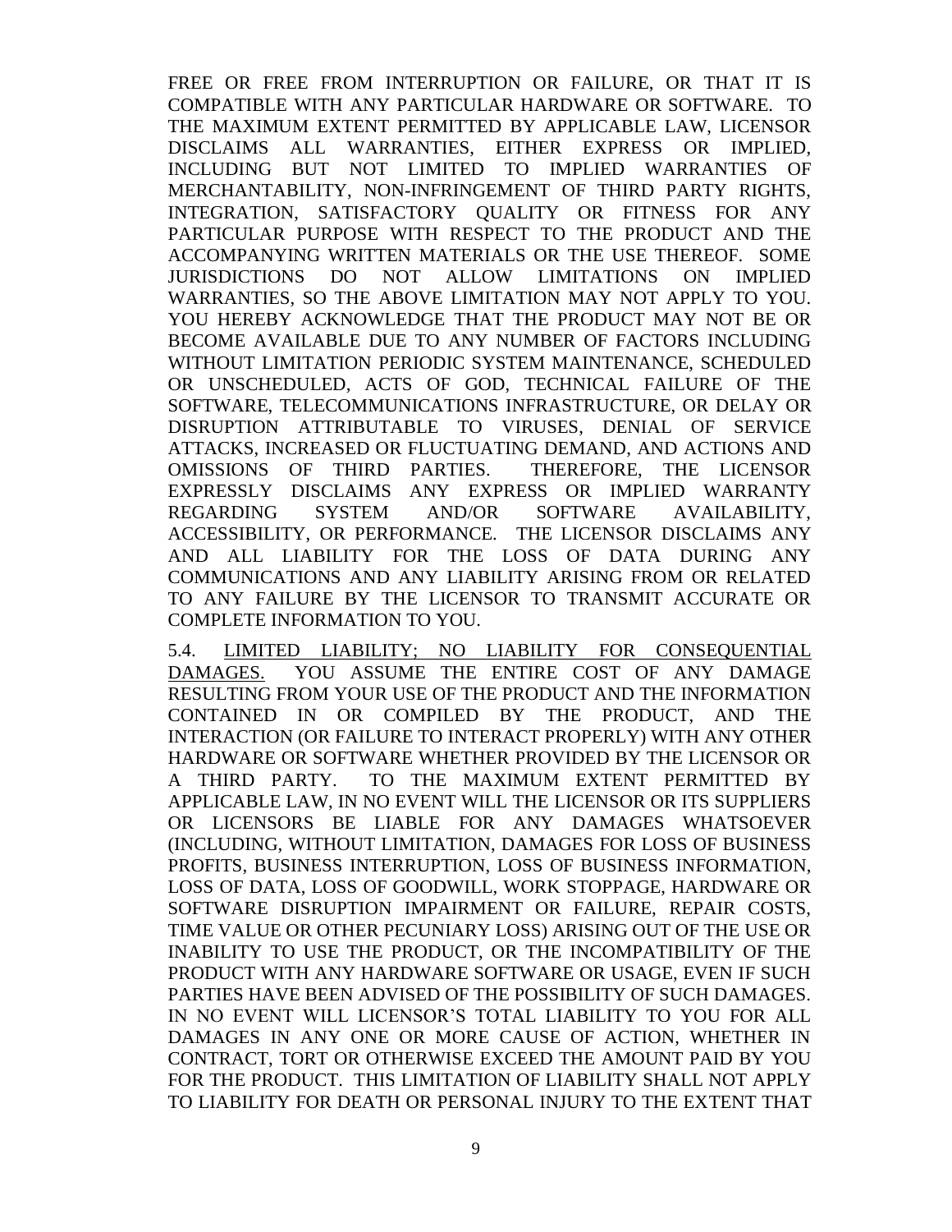FREE OR FREE FROM INTERRUPTION OR FAILURE, OR THAT IT IS COMPATIBLE WITH ANY PARTICULAR HARDWARE OR SOFTWARE. TO THE MAXIMUM EXTENT PERMITTED BY APPLICABLE LAW, LICENSOR DISCLAIMS ALL WARRANTIES, EITHER EXPRESS OR IMPLIED, INCLUDING BUT NOT LIMITED TO IMPLIED WARRANTIES OF MERCHANTABILITY, NON-INFRINGEMENT OF THIRD PARTY RIGHTS, INTEGRATION, SATISFACTORY QUALITY OR FITNESS FOR ANY PARTICULAR PURPOSE WITH RESPECT TO THE PRODUCT AND THE ACCOMPANYING WRITTEN MATERIALS OR THE USE THEREOF. SOME JURISDICTIONS DO NOT ALLOW LIMITATIONS ON IMPLIED WARRANTIES, SO THE ABOVE LIMITATION MAY NOT APPLY TO YOU. YOU HEREBY ACKNOWLEDGE THAT THE PRODUCT MAY NOT BE OR BECOME AVAILABLE DUE TO ANY NUMBER OF FACTORS INCLUDING WITHOUT LIMITATION PERIODIC SYSTEM MAINTENANCE, SCHEDULED OR UNSCHEDULED, ACTS OF GOD, TECHNICAL FAILURE OF THE SOFTWARE, TELECOMMUNICATIONS INFRASTRUCTURE, OR DELAY OR DISRUPTION ATTRIBUTABLE TO VIRUSES, DENIAL OF SERVICE ATTACKS, INCREASED OR FLUCTUATING DEMAND, AND ACTIONS AND OMISSIONS OF THIRD PARTIES. THEREFORE, THE LICENSOR EXPRESSLY DISCLAIMS ANY EXPRESS OR IMPLIED WARRANTY REGARDING SYSTEM AND/OR SOFTWARE AVAILABILITY, ACCESSIBILITY, OR PERFORMANCE. THE LICENSOR DISCLAIMS ANY AND ALL LIABILITY FOR THE LOSS OF DATA DURING ANY COMMUNICATIONS AND ANY LIABILITY ARISING FROM OR RELATED TO ANY FAILURE BY THE LICENSOR TO TRANSMIT ACCURATE OR COMPLETE INFORMATION TO YOU.

5.4. <u>LIMITED LIABILITY; NO LIABILITY FOR CONSEQUENTIAL DAMAGES.</u> YOU ASSUME THE ENTIRE COST OF ANY DAMAGE RESULTING FROM YOUR USE OF THE PRODUCT AND THE INFORMATION CONTAINED IN OR COMPILED BY THE PRODUCT, AND THE INTERACTION (OR FAILURE TO INTERACT PROPERLY) WITH ANY OTHER HARDWARE OR SOFTWARE WHETHER PROVIDED BY THE LICENSOR OR A THIRD PARTY. TO THE MAXIMUM EXTENT PERMITTED BY APPLICABLE LAW, IN NO EVENT WILL THE LICENSOR OR ITS SUPPLIERS OR LICENSORS BE LIABLE FOR ANY DAMAGES WHATSOEVER (INCLUDING, WITHOUT LIMITATION, DAMAGES FOR LOSS OF BUSINESS PROFITS, BUSINESS INTERRUPTION, LOSS OF BUSINESS INFORMATION, LOSS OF DATA, LOSS OF GOODWILL, WORK STOPPAGE, HARDWARE OR SOFTWARE DISRUPTION IMPAIRMENT OR FAILURE, REPAIR COSTS, TIME VALUE OR OTHER PECUNIARY LOSS) ARISING OUT OF THE USE OR INABILITY TO USE THE PRODUCT, OR THE INCOMPATIBILITY OF THE PRODUCT WITH ANY HARDWARE SOFTWARE OR USAGE, EVEN IF SUCH PARTIES HAVE BEEN ADVISED OF THE POSSIBILITY OF SUCH DAMAGES. IN NO EVENT WILL LICENSOR'S TOTAL LIABILITY TO YOU FOR ALL DAMAGES IN ANY ONE OR MORE CAUSE OF ACTION, WHETHER IN CONTRACT, TORT OR OTHERWISE EXCEED THE AMOUNT PAID BY YOU FOR THE PRODUCT. THIS LIMITATION OF LIABILITY SHALL NOT APPLY TO LIABILITY FOR DEATH OR PERSONAL INJURY TO THE EXTENT THAT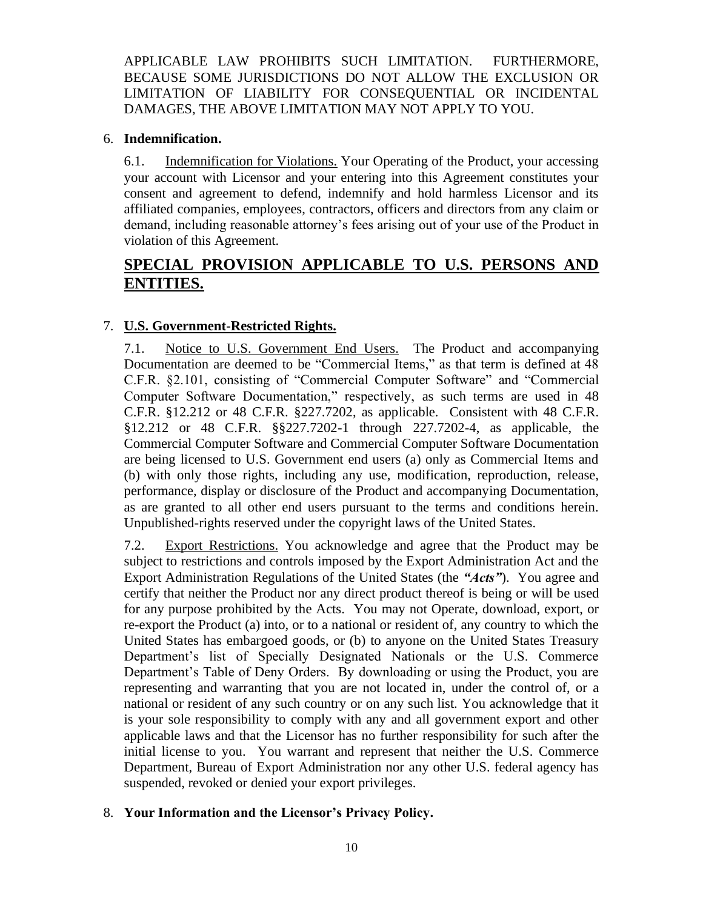APPLICABLE LAW PROHIBITS SUCH LIMITATION. FURTHERMORE, BECAUSE SOME JURISDICTIONS DO NOT ALLOW THE EXCLUSION OR LIMITATION OF LIABILITY FOR CONSEQUENTIAL OR INCIDENTAL DAMAGES, THE ABOVE LIMITATION MAY NOT APPLY TO YOU.

6. **Indemnification.**

6.1. Indemnification for Violations. Your Operating of the Product, your accessing your account with Licensor and your entering into this Agreement constitutes your consent and agreement to defend, indemnify and hold harmless Licensor and its affiliated companies, employees, contractors, officers and directors from any claim or demand, including reasonable attorney's fees arising out of your use of the Product in violation of this Agreement.

## SPECIAL PROVISION APPLICABLE TO U.S. PERSONS AND ENTITIES.

7. **U.S. Government-Restricted Rights.**

7.1. Notice to U.S. Government End Users. The Product and accompanying Documentation are deemed to be "Commercial Items," as that term is defined at 48 C.F.R. §2.101, consisting of "Commercial Computer Software" and "Commercial Computer Software Documentation," respectively, as such terms are used in 48 C.F.R. §12.212 or 48 C.F.R. §227.7202, as applicable. Consistent with 48 C.F.R. §12.212 or 48 C.F.R. §§227.7202-1 through 227.7202-4, as applicable, the Commercial Computer Software and Commercial Computer Software Documentation are being licensed to U.S. Government end users (a) only as Commercial Items and (b) with only those rights, including any use, modification, reproduction, release, performance, display or disclosure of the Product and accompanying Documentation, as are granted to all other end users pursuant to the terms and conditions herein. Unpublished-rights reserved under the copyright laws of the United States.

7.2. Export Restrictions. You acknowledge and agree that the Product may be subject to restrictions and controls imposed by the Export Administration Act and the Export Administration Regulations of the United States (the ***"Acts"***). You agree and certify that neither the Product nor any direct product thereof is being or will be used for any purpose prohibited by the Acts. You may not Operate, download, export, or re-export the Product (a) into, or to a national or resident of, any country to which the United States has embargoed goods, or (b) to anyone on the United States Treasury Department's list of Specially Designated Nationals or the U.S. Commerce Department's Table of Deny Orders. By downloading or using the Product, you are representing and warranting that you are not located in, under the control of, or a national or resident of any such country or on any such list. You acknowledge that it is your sole responsibility to comply with any and all government export and other applicable laws and that the Licensor has no further responsibility for such after the initial license to you. You warrant and represent that neither the U.S. Commerce Department, Bureau of Export Administration nor any other U.S. federal agency has suspended, revoked or denied your export privileges.

8. **Your Information and the Licensor's Privacy Policy.**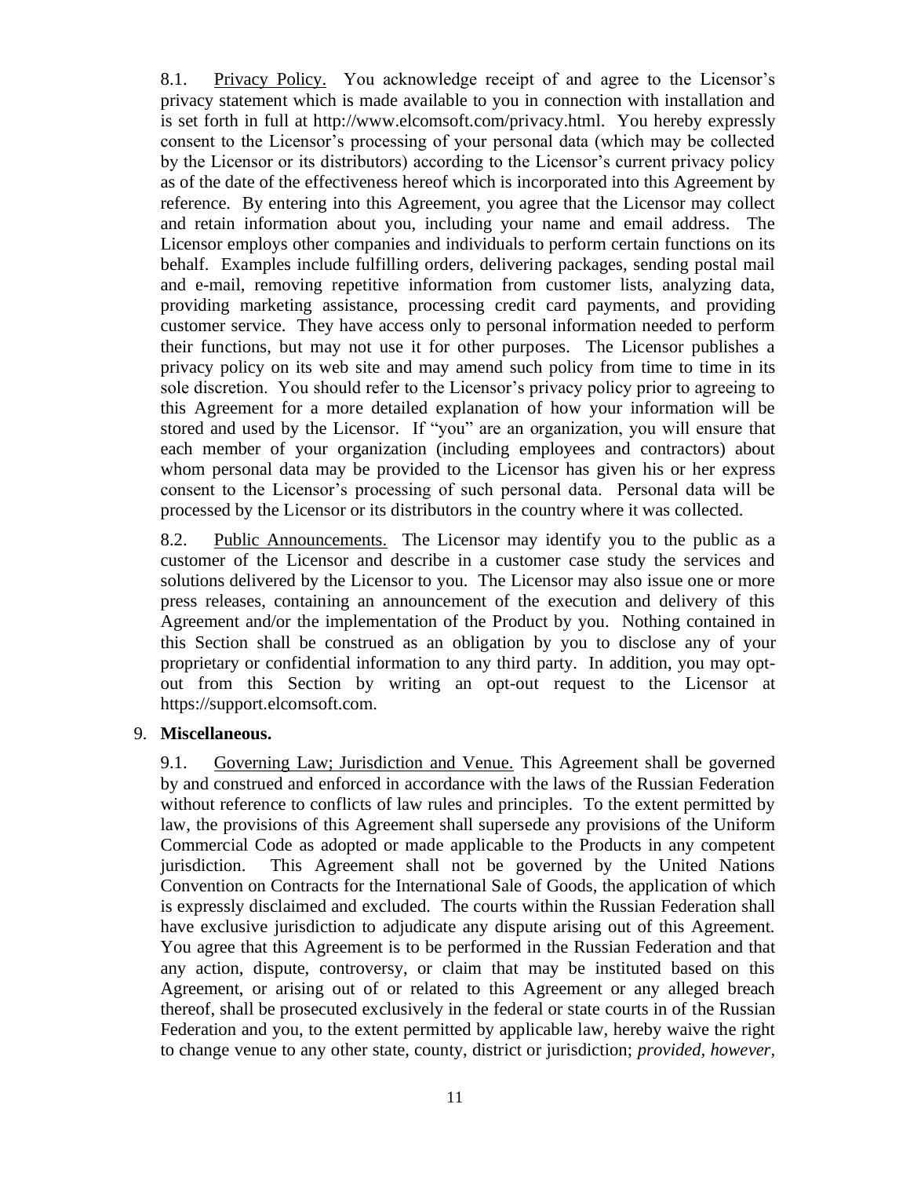8.1. Privacy Policy. You acknowledge receipt of and agree to the Licensor's privacy statement which is made available to you in connection with installation and is set forth in full at http://www.elcomsoft.com/privacy.html. You hereby expressly consent to the Licensor's processing of your personal data (which may be collected by the Licensor or its distributors) according to the Licensor's current privacy policy as of the date of the effectiveness hereof which is incorporated into this Agreement by reference. By entering into this Agreement, you agree that the Licensor may collect and retain information about you, including your name and email address. The Licensor employs other companies and individuals to perform certain functions on its behalf. Examples include fulfilling orders, delivering packages, sending postal mail and e-mail, removing repetitive information from customer lists, analyzing data, providing marketing assistance, processing credit card payments, and providing customer service. They have access only to personal information needed to perform their functions, but may not use it for other purposes. The Licensor publishes a privacy policy on its web site and may amend such policy from time to time in its sole discretion. You should refer to the Licensor's privacy policy prior to agreeing to this Agreement for a more detailed explanation of how your information will be stored and used by the Licensor. If "you" are an organization, you will ensure that each member of your organization (including employees and contractors) about whom personal data may be provided to the Licensor has given his or her express consent to the Licensor's processing of such personal data. Personal data will be processed by the Licensor or its distributors in the country where it was collected.

8.2. Public Announcements. The Licensor may identify you to the public as a customer of the Licensor and describe in a customer case study the services and solutions delivered by the Licensor to you. The Licensor may also issue one or more press releases, containing an announcement of the execution and delivery of this Agreement and/or the implementation of the Product by you. Nothing contained in this Section shall be construed as an obligation by you to disclose any of your proprietary or confidential information to any third party. In addition, you may opt-out from this Section by writing an opt-out request to the Licensor at https://support.elcomsoft.com.

9. **Miscellaneous.**

9.1. Governing Law; Jurisdiction and Venue. This Agreement shall be governed by and construed and enforced in accordance with the laws of the Russian Federation without reference to conflicts of law rules and principles. To the extent permitted by law, the provisions of this Agreement shall supersede any provisions of the Uniform Commercial Code as adopted or made applicable to the Products in any competent jurisdiction. This Agreement shall not be governed by the United Nations Convention on Contracts for the International Sale of Goods, the application of which is expressly disclaimed and excluded. The courts within the Russian Federation shall have exclusive jurisdiction to adjudicate any dispute arising out of this Agreement. You agree that this Agreement is to be performed in the Russian Federation and that any action, dispute, controversy, or claim that may be instituted based on this Agreement, or arising out of or related to this Agreement or any alleged breach thereof, shall be prosecuted exclusively in the federal or state courts in of the Russian Federation and you, to the extent permitted by applicable law, hereby waive the right to change venue to any other state, county, district or jurisdiction; *provided, however,*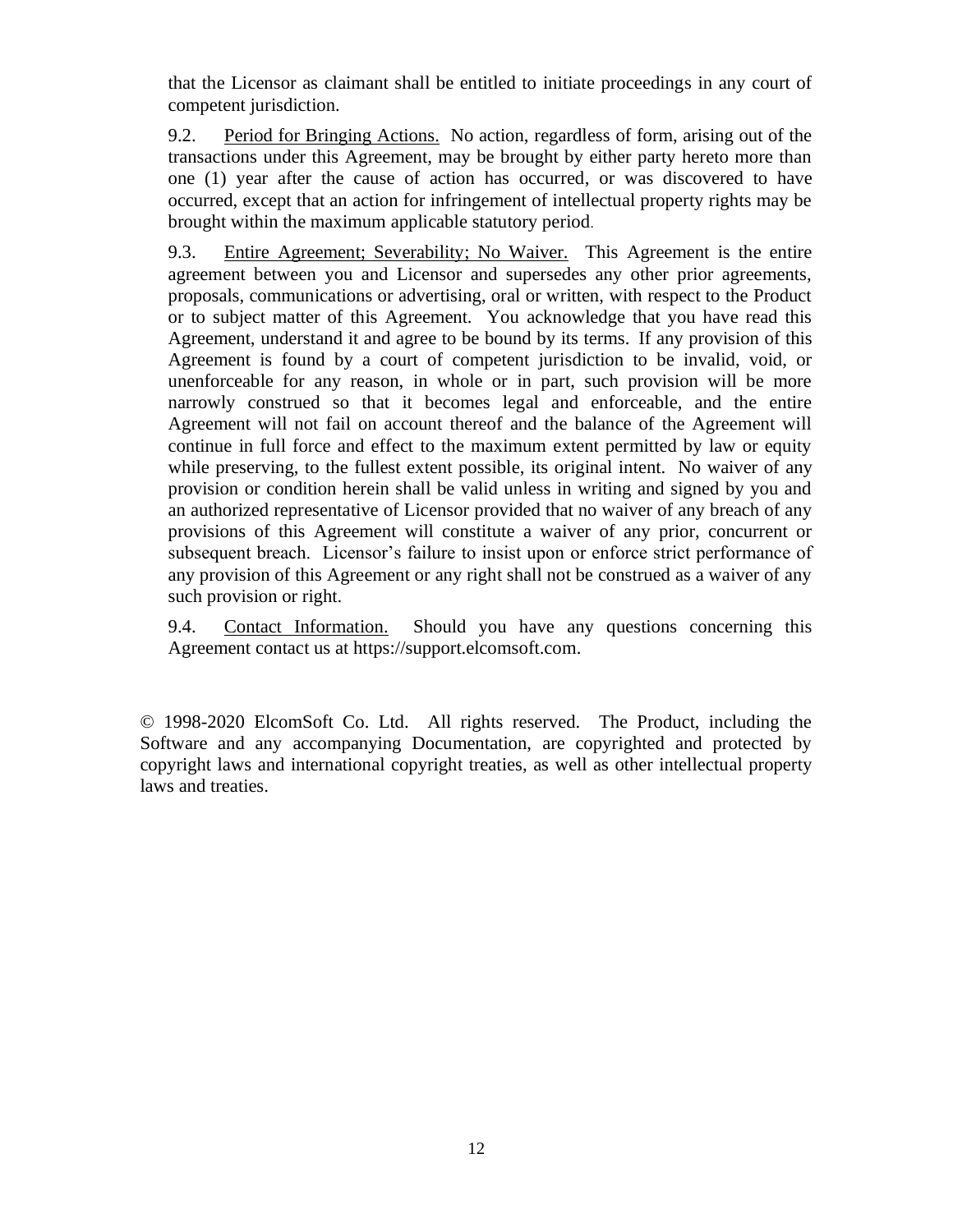that the Licensor as claimant shall be entitled to initiate proceedings in any court of competent jurisdiction.

9.2. Period for Bringing Actions. No action, regardless of form, arising out of the transactions under this Agreement, may be brought by either party hereto more than one (1) year after the cause of action has occurred, or was discovered to have occurred, except that an action for infringement of intellectual property rights may be brought within the maximum applicable statutory period.

9.3. Entire Agreement; Severability; No Waiver. This Agreement is the entire agreement between you and Licensor and supersedes any other prior agreements, proposals, communications or advertising, oral or written, with respect to the Product or to subject matter of this Agreement. You acknowledge that you have read this Agreement, understand it and agree to be bound by its terms. If any provision of this Agreement is found by a court of competent jurisdiction to be invalid, void, or unenforceable for any reason, in whole or in part, such provision will be more narrowly construed so that it becomes legal and enforceable, and the entire Agreement will not fail on account thereof and the balance of the Agreement will continue in full force and effect to the maximum extent permitted by law or equity while preserving, to the fullest extent possible, its original intent. No waiver of any provision or condition herein shall be valid unless in writing and signed by you and an authorized representative of Licensor provided that no waiver of any breach of any provisions of this Agreement will constitute a waiver of any prior, concurrent or subsequent breach. Licensor's failure to insist upon or enforce strict performance of any provision of this Agreement or any right shall not be construed as a waiver of any such provision or right.

9.4. Contact Information. Should you have any questions concerning this Agreement contact us at https://support.elcomsoft.com.

© 1998-2020 ElcomSoft Co. Ltd. All rights reserved. The Product, including the Software and any accompanying Documentation, are copyrighted and protected by copyright laws and international copyright treaties, as well as other intellectual property laws and treaties.